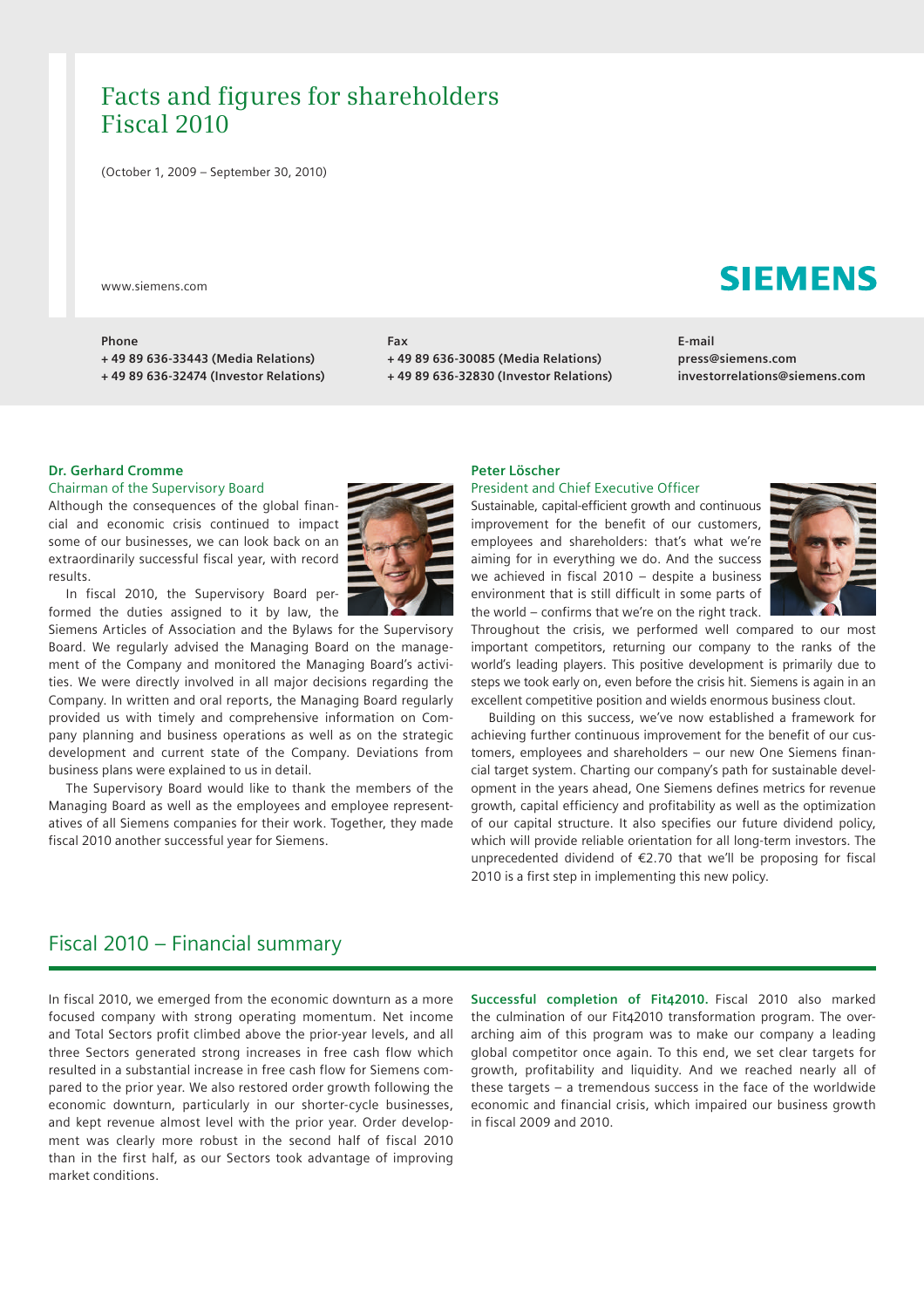# Facts and figures for shareholders Fiscal 2010

(October 1, 2009 – September 30, 2010)

www.siemens.com

SIEMENS

**Phone**
**+ 49 89 636-33443 (Media Relations)**
**+ 49 89 636-32474 (Investor Relations)**

**Fax**
**+ 49 89 636-30085 (Media Relations)**
**+ 49 89 636-32830 (Investor Relations)**

**E-mail**
**press@siemens.com**
**investorrelations@siemens.com**

**Dr. Gerhard Cromme**
Chairman of the Supervisory Board

Although the consequences of the global financial and economic crisis continued to impact some of our businesses, we can look back on an extraordinarily successful fiscal year, with record results.

In fiscal 2010, the Supervisory Board performed the duties assigned to it by law, the Siemens Articles of Association and the Bylaws for the Supervisory Board. We regularly advised the Managing Board on the management of the Company and monitored the Managing Board's activities. We were directly involved in all major decisions regarding the Company. In written and oral reports, the Managing Board regularly provided us with timely and comprehensive information on Company planning and business operations as well as on the strategic development and current state of the Company. Deviations from business plans were explained to us in detail.

The Supervisory Board would like to thank the members of the Managing Board as well as the employees and employee representatives of all Siemens companies for their work. Together, they made fiscal 2010 another successful year for Siemens.

**Peter Löscher**
President and Chief Executive Officer

Sustainable, capital-efficient growth and continuous improvement for the benefit of our customers, employees and shareholders: that's what we're aiming for in everything we do. And the success we achieved in fiscal 2010 – despite a business environment that is still difficult in some parts of the world – confirms that we're on the right track. Throughout the crisis, we performed well compared to our most important competitors, returning our company to the ranks of the world's leading players. This positive development is primarily due to steps we took early on, even before the crisis hit. Siemens is again in an excellent competitive position and wields enormous business clout.

Building on this success, we've now established a framework for achieving further continuous improvement for the benefit of our customers, employees and shareholders – our new One Siemens financial target system. Charting our company's path for sustainable development in the years ahead, One Siemens defines metrics for revenue growth, capital efficiency and profitability as well as the optimization of our capital structure. It also specifies our future dividend policy, which will provide reliable orientation for all long-term investors. The unprecedented dividend of €2.70 that we'll be proposing for fiscal 2010 is a first step in implementing this new policy.

## Fiscal 2010 – Financial summary

In fiscal 2010, we emerged from the economic downturn as a more focused company with strong operating momentum. Net income and Total Sectors profit climbed above the prior-year levels, and all three Sectors generated strong increases in free cash flow which resulted in a substantial increase in free cash flow for Siemens compared to the prior year. We also restored order growth following the economic downturn, particularly in our shorter-cycle businesses, and kept revenue almost level with the prior year. Order development was clearly more robust in the second half of fiscal 2010 than in the first half, as our Sectors took advantage of improving market conditions.

**Successful completion of Fit42010.** Fiscal 2010 also marked the culmination of our Fit42010 transformation program. The overarching aim of this program was to make our company a leading global competitor once again. To this end, we set clear targets for growth, profitability and liquidity. And we reached nearly all of these targets – a tremendous success in the face of the worldwide economic and financial crisis, which impaired our business growth in fiscal 2009 and 2010.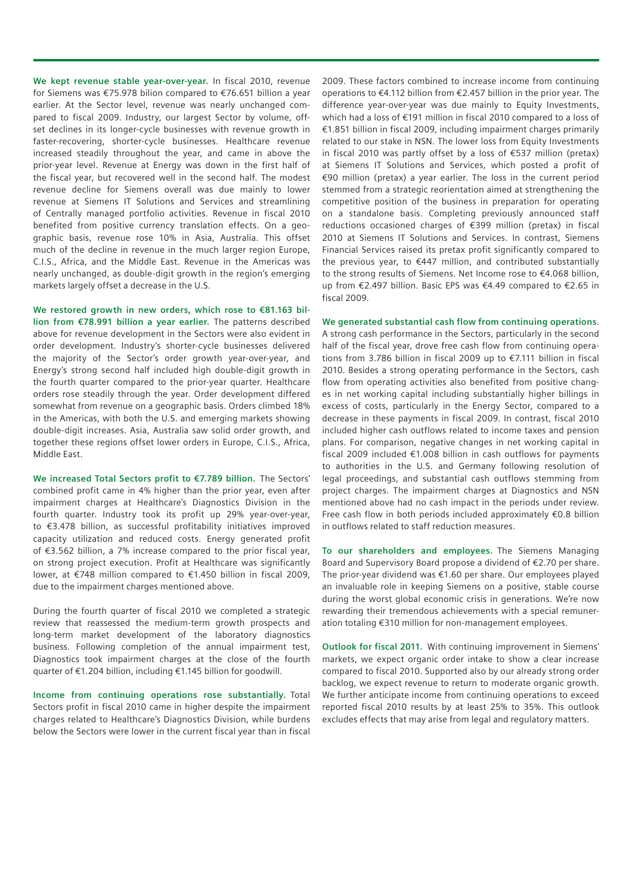**We kept revenue stable year-over-year.** In fiscal 2010, revenue for Siemens was €75.978 bilion compared to €76.651 billion a year earlier. At the Sector level, revenue was nearly unchanged compared to fiscal 2009. Industry, our largest Sector by volume, offset declines in its longer-cycle businesses with revenue growth in faster-recovering, shorter-cycle businesses. Healthcare revenue increased steadily throughout the year, and came in above the prior-year level. Revenue at Energy was down in the first half of the fiscal year, but recovered well in the second half. The modest revenue decline for Siemens overall was due mainly to lower revenue at Siemens IT Solutions and Services and streamlining of Centrally managed portfolio activities. Revenue in fiscal 2010 benefited from positive currency translation effects. On a geographic basis, revenue rose 10% in Asia, Australia. This offset much of the decline in revenue in the much larger region Europe, C.I.S., Africa, and the Middle East. Revenue in the Americas was nearly unchanged, as double-digit growth in the region's emerging markets largely offset a decrease in the U.S.

**We restored growth in new orders, which rose to €81.163 billion from €78.991 billion a year earlier.** The patterns described above for revenue development in the Sectors were also evident in order development. Industry's shorter-cycle businesses delivered the majority of the Sector's order growth year-over-year, and Energy's strong second half included high double-digit growth in the fourth quarter compared to the prior-year quarter. Healthcare orders rose steadily through the year. Order development differed somewhat from revenue on a geographic basis. Orders climbed 18% in the Americas, with both the U.S. and emerging markets showing double-digit increases. Asia, Australia saw solid order growth, and together these regions offset lower orders in Europe, C.I.S., Africa, Middle East.

**We increased Total Sectors profit to €7.789 billion.** The Sectors' combined profit came in 4% higher than the prior year, even after impairment charges at Healthcare's Diagnostics Division in the fourth quarter. Industry took its profit up 29% year-over-year, to €3.478 billion, as successful profitability initiatives improved capacity utilization and reduced costs. Energy generated profit of €3.562 billion, a 7% increase compared to the prior fiscal year, on strong project execution. Profit at Healthcare was significantly lower, at €748 million compared to €1.450 billion in fiscal 2009, due to the impairment charges mentioned above.

During the fourth quarter of fiscal 2010 we completed a strategic review that reassessed the medium-term growth prospects and long-term market development of the laboratory diagnostics business. Following completion of the annual impairment test, Diagnostics took impairment charges at the close of the fourth quarter of €1.204 billion, including €1.145 billion for goodwill.

**Income from continuing operations rose substantially.** Total Sectors profit in fiscal 2010 came in higher despite the impairment charges related to Healthcare's Diagnostics Division, while burdens below the Sectors were lower in the current fiscal year than in fiscal 2009. These factors combined to increase income from continuing operations to €4.112 billion from €2.457 billion in the prior year. The difference year-over-year was due mainly to Equity Investments, which had a loss of €191 million in fiscal 2010 compared to a loss of €1.851 billion in fiscal 2009, including impairment charges primarily related to our stake in NSN. The lower loss from Equity Investments in fiscal 2010 was partly offset by a loss of €537 million (pretax) at Siemens IT Solutions and Services, which posted a profit of €90 million (pretax) a year earlier. The loss in the current period stemmed from a strategic reorientation aimed at strengthening the competitive position of the business in preparation for operating on a standalone basis. Completing previously announced staff reductions occasioned charges of €399 million (pretax) in fiscal 2010 at Siemens IT Solutions and Services. In contrast, Siemens Financial Services raised its pretax profit significantly compared to the previous year, to €447 million, and contributed substantially to the strong results of Siemens. Net Income rose to €4.068 billion, up from €2.497 billion. Basic EPS was €4.49 compared to €2.65 in fiscal 2009.

**We generated substantial cash flow from continuing operations.** A strong cash performance in the Sectors, particularly in the second half of the fiscal year, drove free cash flow from continuing operations from 3.786 billion in fiscal 2009 up to €7.111 billion in fiscal 2010. Besides a strong operating performance in the Sectors, cash flow from operating activities also benefited from positive changes in net working capital including substantially higher billings in excess of costs, particularly in the Energy Sector, compared to a decrease in these payments in fiscal 2009. In contrast, fiscal 2010 included higher cash outflows related to income taxes and pension plans. For comparison, negative changes in net working capital in fiscal 2009 included €1.008 billion in cash outflows for payments to authorities in the U.S. and Germany following resolution of legal proceedings, and substantial cash outflows stemming from project charges. The impairment charges at Diagnostics and NSN mentioned above had no cash impact in the periods under review. Free cash flow in both periods included approximately €0.8 billion in outflows related to staff reduction measures.

**To our shareholders and employees.** The Siemens Managing Board and Supervisory Board propose a dividend of €2.70 per share. The prior-year dividend was €1.60 per share. Our employees played an invaluable role in keeping Siemens on a positive, stable course during the worst global economic crisis in generations. We're now rewarding their tremendous achievements with a special remuneration totaling €310 million for non-management employees.

**Outlook for fiscal 2011.** With continuing improvement in Siemens' markets, we expect organic order intake to show a clear increase compared to fiscal 2010. Supported also by our already strong order backlog, we expect revenue to return to moderate organic growth. We further anticipate income from continuing operations to exceed reported fiscal 2010 results by at least 25% to 35%. This outlook excludes effects that may arise from legal and regulatory matters.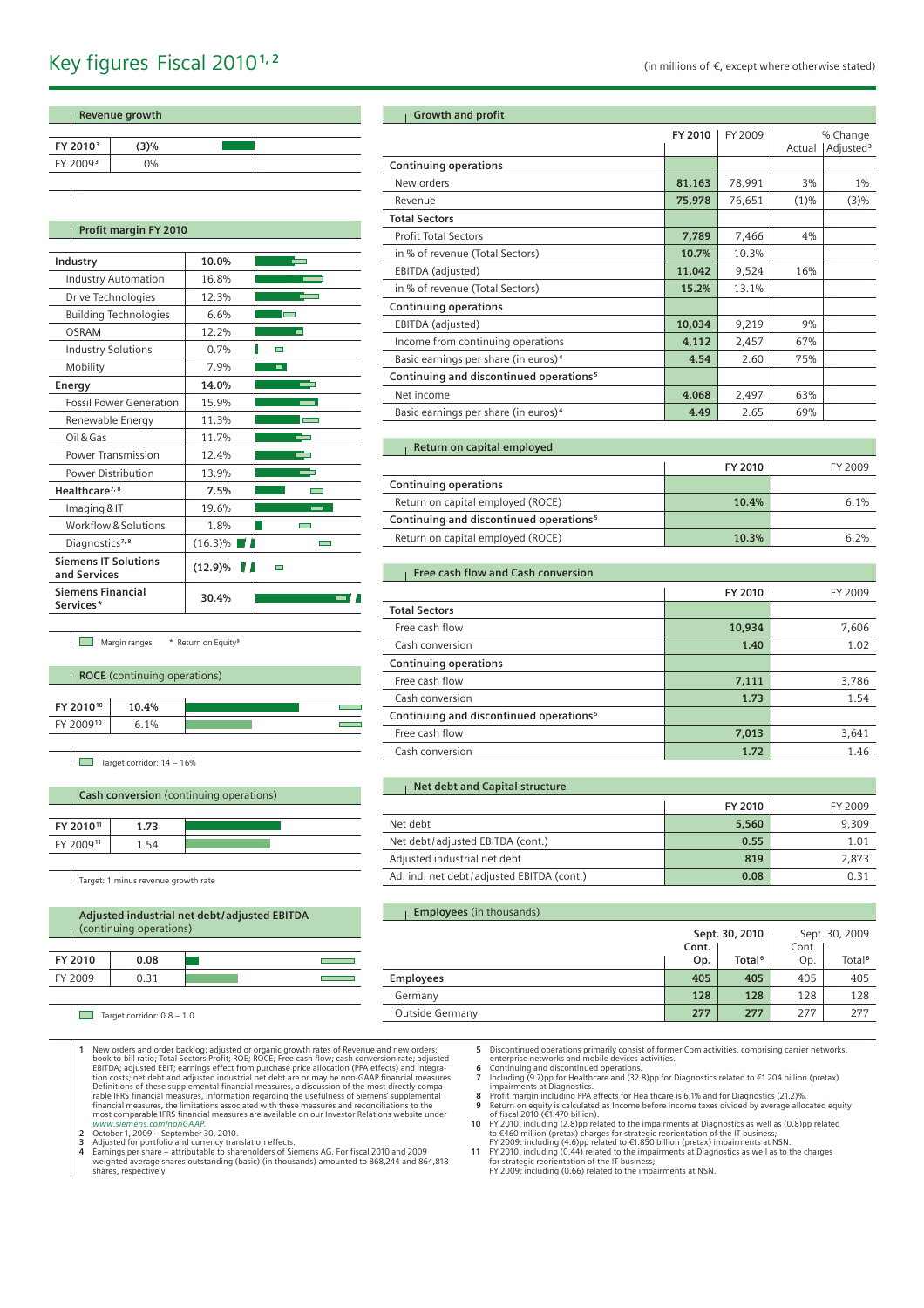# Key figures Fiscal 2010[1, 2]

(in millions of €, except where otherwise stated)

### Revenue growth

| | |
|---|---|
| FY 2010[3] | (3)% |
| FY 2009[3] | 0% |

### Profit margin FY 2010

| | |
|---|---|
| **Industry** | **10.0%** |
| Industry Automation | 16.8% |
| Drive Technologies | 12.3% |
| Building Technologies | 6.6% |
| OSRAM | 12.2% |
| Industry Solutions | 0.7% |
| Mobility | 7.9% |
| **Energy** | **14.0%** |
| Fossil Power Generation | 15.9% |
| Renewable Energy | 11.3% |
| Oil & Gas | 11.7% |
| Power Transmission | 12.4% |
| Power Distribution | 13.9% |
| **Healthcare[7, 8]** | **7.5%** |
| Imaging & IT | 19.6% |
| Workflow & Solutions | 1.8% |
| Diagnostics[7, 8] | (16.3)% |
| **Siemens IT Solutions and Services** | **(12.9)%** |
| **Siemens Financial Services*** | **30.4%** |

Margin ranges  * Return on Equity[9]

### ROCE (continuing operations)

| | |
|---|---|
| FY 2010[10] | 10.4% |
| FY 2009[10] | 6.1% |

Target corridor: 14 – 16%

### Cash conversion (continuing operations)

| | |
|---|---|
| FY 2010[11] | 1.73 |
| FY 2009[11] | 1.54 |

Target: 1 minus revenue growth rate

### Adjusted industrial net debt/adjusted EBITDA (continuing operations)

| | |
|---|---|
| FY 2010 | 0.08 |
| FY 2009 | 0.31 |

Target corridor: 0.8 – 1.0

### Growth and profit

| | FY 2010 | FY 2009 | % Change Actual | % Change Adjusted[3] |
|---|---|---|---|---|
| **Continuing operations** | | | | |
| New orders | **81,163** | 78,991 | 3% | 1% |
| Revenue | **75,978** | 76,651 | (1)% | (3)% |
| **Total Sectors** | | | | |
| Profit Total Sectors | **7,789** | 7,466 | 4% | |
| in % of revenue (Total Sectors) | **10.7%** | 10.3% | | |
| EBITDA (adjusted) | **11,042** | 9,524 | 16% | |
| in % of revenue (Total Sectors) | **15.2%** | 13.1% | | |
| **Continuing operations** | | | | |
| EBITDA (adjusted) | **10,034** | 9,219 | 9% | |
| Income from continuing operations | **4,112** | 2,457 | 67% | |
| Basic earnings per share (in euros)[4] | **4.54** | 2.60 | 75% | |
| **Continuing and discontinued operations[5]** | | | | |
| Net income | **4,068** | 2,497 | 63% | |
| Basic earnings per share (in euros)[4] | **4.49** | 2.65 | 69% | |

### Return on capital employed

| | FY 2010 | FY 2009 |
|---|---|---|
| **Continuing operations** | | |
| Return on capital employed (ROCE) | **10.4%** | 6.1% |
| **Continuing and discontinued operations[5]** | | |
| Return on capital employed (ROCE) | **10.3%** | 6.2% |

### Free cash flow and Cash conversion

| | FY 2010 | FY 2009 |
|---|---|---|
| **Total Sectors** | | |
| Free cash flow | **10,934** | 7,606 |
| Cash conversion | **1.40** | 1.02 |
| **Continuing operations** | | |
| Free cash flow | **7,111** | 3,786 |
| Cash conversion | **1.73** | 1.54 |
| **Continuing and discontinued operations[5]** | | |
| Free cash flow | **7,013** | 3,641 |
| Cash conversion | **1.72** | 1.46 |

### Net debt and Capital structure

| | FY 2010 | FY 2009 |
|---|---|---|
| Net debt | **5,560** | 9,309 |
| Net debt/adjusted EBITDA (cont.) | **0.55** | 1.01 |
| Adjusted industrial net debt | **819** | 2,873 |
| Ad. ind. net debt/adjusted EBITDA (cont.) | **0.08** | 0.31 |

### Employees (in thousands)

| | Sept. 30, 2010 Cont. Op. | Sept. 30, 2010 Total[6] | Sept. 30, 2009 Cont. Op. | Sept. 30, 2009 Total[6] |
|---|---|---|---|---|
| **Employees** | **405** | **405** | 405 | 405 |
| Germany | **128** | **128** | 128 | 128 |
| Outside Germany | **277** | **277** | 277 | 277 |

1 New orders and order backlog; adjusted or organic growth rates of Revenue and new orders; book-to-bill ratio; Total Sectors Profit; ROE; ROCE; Free cash flow; cash conversion rate; adjusted EBITDA; adjusted EBIT; earnings effect from purchase price allocation (PPA effects) and integration costs; net debt and adjusted industrial net debt are or may be non-GAAP financial measures. Definitions of these supplemental financial measures, a discussion of the most directly comparable IFRS financial measures, information regarding the usefulness of Siemens' supplemental financial measures, the limitations associated with these measures and reconciliations to the most comparable IFRS financial measures are available on our Investor Relations website under www.siemens.com/nonGAAP.
2 October 1, 2009 – September 30, 2010.
3 Adjusted for portfolio and currency translation effects.
4 Earnings per share – attributable to shareholders of Siemens AG. For fiscal 2010 and 2009 weighted average shares outstanding (basic) (in thousands) amounted to 868,244 and 864,818 shares, respectively.
5 Discontinued operations primarily consist of former Com activities, comprising carrier networks, enterprise networks and mobile devices activities.
6 Continuing and discontinued operations.
7 Including (9.7)pp for Healthcare and (32.8)pp for Diagnostics related to €1.204 billion (pretax) impairments at Diagnostics.
8 Profit margin including PPA effects for Healthcare is 6.1% and for Diagnostics (21.2)%.
9 Return on equity is calculated as Income before income taxes divided by average allocated equity of fiscal 2010 (€1.470 billion).
10 FY 2010: including (2.8)pp related to the impairments at Diagnostics as well as (0.8)pp related to €460 million (pretax) charges for strategic reorientation of the IT business; FY 2009: including (4.6)pp related to €1.850 billion (pretax) impairments at NSN.
11 FY 2010: including (0.44) related to the impairments at Diagnostics as well as to the charges for strategic reorientation of the IT business; FY 2009: including (0.66) related to the impairments at NSN.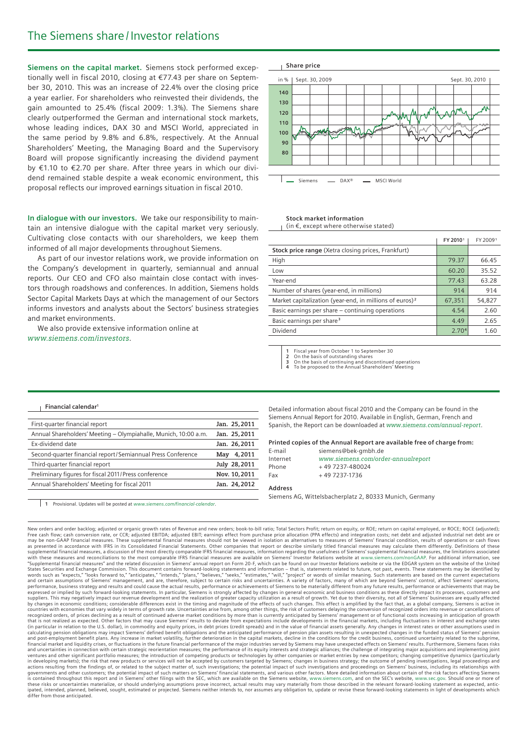# The Siemens share / Investor relations

**Siemens on the capital market.** Siemens stock performed exceptionally well in fiscal 2010, closing at €77.43 per share on September 30, 2010. This was an increase of 22.4% over the closing price a year earlier. For shareholders who reinvested their dividends, the gain amounted to 25.4% (fiscal 2009: 1.3%). The Siemens share clearly outperformed the German and international stock markets, whose leading indices, DAX 30 and MSCI World, appreciated in the same period by 9.8% and 6.8%, respectively. At the Annual Shareholders' Meeting, the Managing Board and the Supervisory Board will propose significantly increasing the dividend payment by €1.10 to €2.70 per share. After three years in which our dividend remained stable despite a weak economic environment, this proposal reflects our improved earnings situation in fiscal 2010.

**Share price**

in % | Sept. 30, 2009 | Sept. 30, 2010

140
130
120
110
100
90
80

Siemens — DAX® — MSCI World

**In dialogue with our investors.** We take our responsibility to maintain an intensive dialogue with the capital market very seriously. Cultivating close contacts with our shareholders, we keep them informed of all major developments throughout Siemens.

As part of our investor relations work, we provide information on the Company's development in quarterly, semiannual and annual reports. Our CEO and CFO also maintain close contact with investors through roadshows and conferences. In addition, Siemens holds Sector Capital Markets Days at which the management of our Sectors informs investors and analysts about the Sectors' business strategies and market environments.

We also provide extensive information online at *www.siemens.com/investors*.

**Stock market information**
(in €, except where otherwise stated)

| | FY 2010[1] | FY 2009[1] |
|---|---|---|
| **Stock price range** (Xetra closing prices, Frankfurt) | | |
| High | 79.37 | 66.45 |
| Low | 60.20 | 35.52 |
| Year-end | 77.43 | 63.28 |
| Number of shares (year-end, in millions) | 914 | 914 |
| Market capitalization (year-end, in millions of euros)[2] | 67,351 | 54,827 |
| Basic earnings per share – continuing operations | 4.54 | 2.60 |
| Basic earnings per share[3] | 4.49 | 2.65 |
| Dividend | 2.70[4] | 1.60 |

1 Fiscal year from October 1 to September 30
2 On the basis of outstanding shares
3 On the basis of continuing and discontinued operations
4 To be proposed to the Annual Shareholders' Meeting

**Financial calendar**[1]

| | |
|---|---|
| First-quarter financial report | Jan. 25, 2011 |
| Annual Shareholders' Meeting – Olympiahalle, Munich, 10:00 a.m. | Jan. 25, 2011 |
| Ex-dividend date | Jan. 26, 2011 |
| Second-quarter financial report / Semiannual Press Conference | May 4, 2011 |
| Third-quarter financial report | July 28, 2011 |
| Preliminary figures for fiscal 2011 / Press conference | Nov. 10, 2011 |
| Annual Shareholders' Meeting for fiscal 2011 | Jan. 24, 2012 |

1 Provisional. Updates will be posted at *www.siemens.com/financial-calendar*.

Detailed information about fiscal 2010 and the Company can be found in the Siemens Annual Report for 2010. Available in English, German, French and Spanish, the Report can be downloaded at *www.siemens.com/annual-report*.

**Printed copies of the Annual Report are available free of charge from:**

E-mail siemens@bek-gmbh.de
Internet *www.siemens.com/order-annualreport*
Phone +49 7237-480024
Fax +49 7237-1736

**Address**

Siemens AG, Wittelsbacherplatz 2, 80333 Munich, Germany

New orders and order backlog; adjusted or organic growth rates of Revenue and new orders; book-to-bill ratio; Total Sectors Profit; return on equity, or ROE; return on capital employed, or ROCE; ROCE (adjusted); Free cash flow; cash conversion rate, or CCR; adjusted EBITDA; adjusted EBIT; earnings effect from purchase price allocation (PPA effects) and integration costs; net debt and adjusted industrial net debt are or may be non-GAAP financial measures. These supplemental financial measures should not be viewed in isolation as alternatives to measures of Siemens' financial condition, results of operations or cash flows as presented in accordance with IFRS in its Consolidated Financial Statements. Other companies that report or describe similarly titled financial measures may calculate them differently. Definitions of these supplemental financial measures, a discussion of the most directly comparable IFRS financial measures, information regarding the usefulness of Siemens' supplemental financial measures, the limitations associated with these measures and reconciliations to the most comparable IFRS financial measures are available on Siemens' Investor Relations website at www.siemens.com/nonGAAP. For additional information, see "Supplemental financial measures" and the related discussion in Siemens' annual report on Form 20-F, which can be found on our Investor Relations website or via the EDGAR system on the website of the United States Securities and Exchange Commission. This document contains forward-looking statements and information – that is, statements related to future, not past, events. These statements may be identified by words such as "expects," "looks forward to," "anticipates," "intends," "plans," "believes," "seeks," "estimates," "will," "project" or words of similar meaning. Such statements are based on the current expectations and certain assumptions of Siemens' management, and are, therefore, subject to certain risks and uncertainties. A variety of factors, many of which are beyond Siemens' control, affect Siemens' operations, performance, business strategy and results and could cause the actual results, performance or achievements of Siemens to be materially different from any future results, performance or achievements that may be expressed or implied by such forward-looking statements. In particular, Siemens is strongly affected by changes in general economic and business conditions as these directly impact its processes, customers and suppliers. This may negatively impact our revenue development and the realization of greater capacity utilization as a result of growth. Yet due to their diversity, not all of Siemens' businesses are equally affected by changes in economic conditions; considerable differences exist in the timing and magnitude of the effects of such changes. This effect is amplified by the fact that, as a global company, Siemens is active in countries with economies that vary widely in terms of growth rate. Uncertainties arise from, among other things, the risk of customers delaying the conversion of recognized orders into revenue or cancellations of recognized orders, of prices declining as a result of continued adverse market conditions by more than is currently anticipated by Siemens' management or of functional costs increasing in anticipation of growth that is not realized as expected. Other factors that may cause Siemens' results to deviate from expectations include developments in the financial markets, including fluctuations in interest and exchange rates (in particular in relation to the U.S. dollar), in commodity and equity prices, in debt prices (credit spreads) and in the value of financial assets generally. Any changes in interest rates or other assumptions used in calculating pension obligations may impact Siemens' defined benefit obligations and the anticipated performance of pension plan assets resulting in unexpected changes in the funded status of Siemens' pension and post-employment benefit plans. Any increase in market volatility, further deterioration in the capital markets, decline in the conditions for the credit business, continued uncertainty related to the subprime, financial market and liquidity crises, or fluctuations in the future financial performance of the major industries served by Siemens may have unexpected effects on Siemens' results. Furthermore, Siemens faces risks and uncertainties in connection with certain strategic reorientation measures; the performance of its equity interests and strategic alliances; the challenge of integrating major acquisitions and implementing joint ventures and other significant portfolio measures; the introduction of competing products or technologies by other companies or market entries by new competitors; changing competitive dynamics (particularly in developing markets); the risk that new products or services will not be accepted by customers targeted by Siemens; changes in business strategy; the outcome of pending investigations, legal proceedings and actions resulting from the findings of, or related to the subject matter of, such investigations; the potential impact of such investigations and proceedings on Siemens' business, including its relationships with governments and other customers; the potential impact of such matters on Siemens' financial statements, and various other factors. More detailed information about certain of the risk factors affecting Siemens is contained throughout this report and in Siemens' other filings with the SEC, which are available on the Siemens website, www.siemens.com, and on the SEC's website, www.sec.gov. Should one or more of these risks or uncertainties materialize, or should underlying assumptions prove incorrect, actual results may vary materially from those described in the relevant forward-looking statement as expected, anticipated, intended, planned, believed, sought, estimated or projected. Siemens neither intends to, nor assumes any obligation to, update or revise these forward-looking statements in light of developments which differ from those anticipated.